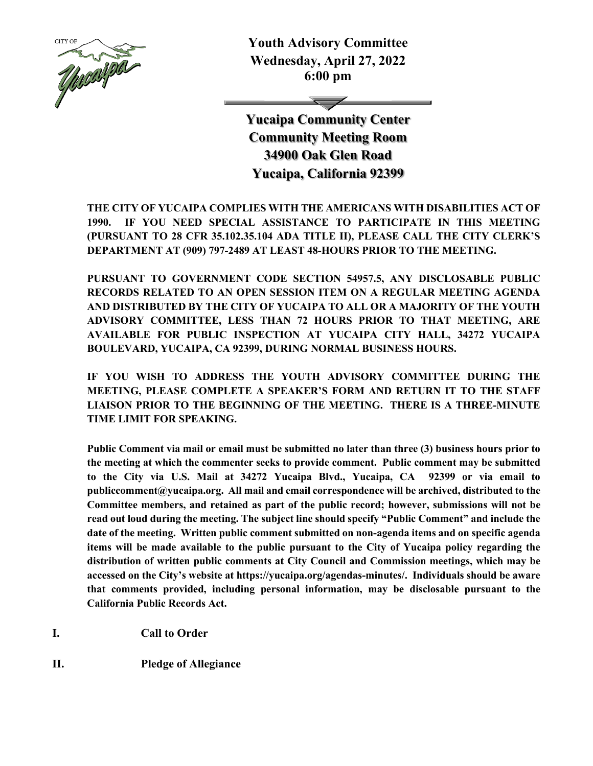CITY OF Yucaipa

# Youth Advisory Committee
**Wednesday, April 27, 2022**
**6:00 pm**

**Yucaipa Community Center**
**Community Meeting Room**
**34900 Oak Glen Road**
**Yucaipa, California 92399**

**THE CITY OF YUCAIPA COMPLIES WITH THE AMERICANS WITH DISABILITIES ACT OF 1990. IF YOU NEED SPECIAL ASSISTANCE TO PARTICIPATE IN THIS MEETING (PURSUANT TO 28 CFR 35.102.35.104 ADA TITLE II), PLEASE CALL THE CITY CLERK'S DEPARTMENT AT (909) 797-2489 AT LEAST 48-HOURS PRIOR TO THE MEETING.**

**PURSUANT TO GOVERNMENT CODE SECTION 54957.5, ANY DISCLOSABLE PUBLIC RECORDS RELATED TO AN OPEN SESSION ITEM ON A REGULAR MEETING AGENDA AND DISTRIBUTED BY THE CITY OF YUCAIPA TO ALL OR A MAJORITY OF THE YOUTH ADVISORY COMMITTEE, LESS THAN 72 HOURS PRIOR TO THAT MEETING, ARE AVAILABLE FOR PUBLIC INSPECTION AT YUCAIPA CITY HALL, 34272 YUCAIPA BOULEVARD, YUCAIPA, CA 92399, DURING NORMAL BUSINESS HOURS.**

**IF YOU WISH TO ADDRESS THE YOUTH ADVISORY COMMITTEE DURING THE MEETING, PLEASE COMPLETE A SPEAKER'S FORM AND RETURN IT TO THE STAFF LIAISON PRIOR TO THE BEGINNING OF THE MEETING. THERE IS A THREE-MINUTE TIME LIMIT FOR SPEAKING.**

**Public Comment via mail or email must be submitted no later than three (3) business hours prior to the meeting at which the commenter seeks to provide comment. Public comment may be submitted to the City via U.S. Mail at 34272 Yucaipa Blvd., Yucaipa, CA 92399 or via email to publiccomment@yucaipa.org. All mail and email correspondence will be archived, distributed to the Committee members, and retained as part of the public record; however, submissions will not be read out loud during the meeting. The subject line should specify "Public Comment" and include the date of the meeting. Written public comment submitted on non-agenda items and on specific agenda items will be made available to the public pursuant to the City of Yucaipa policy regarding the distribution of written public comments at City Council and Commission meetings, which may be accessed on the City's website at https://yucaipa.org/agendas-minutes/. Individuals should be aware that comments provided, including personal information, may be disclosable pursuant to the California Public Records Act.**

**I. Call to Order**

**II. Pledge of Allegiance**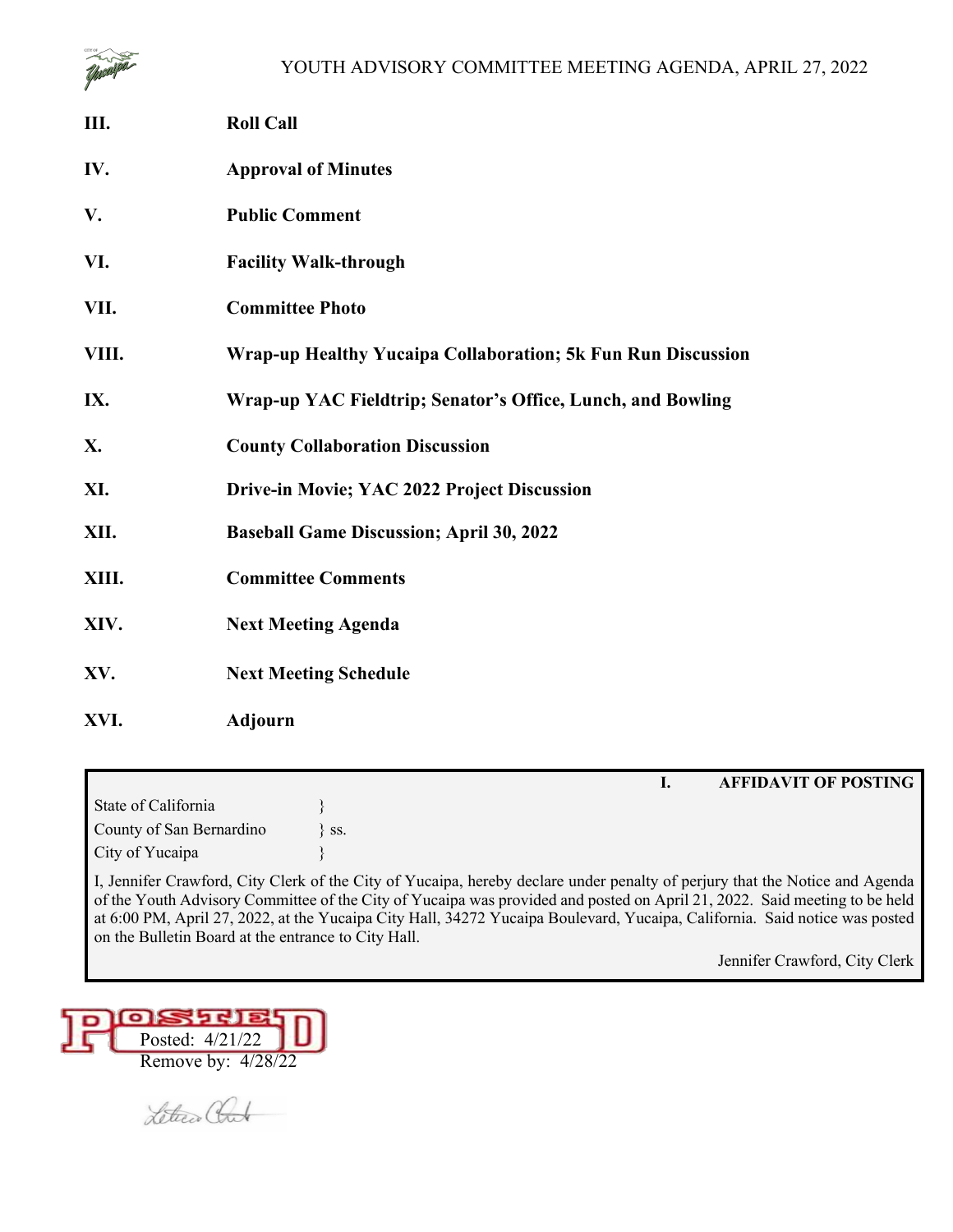**III.** **Roll Call**

**IV.** **Approval of Minutes**

**V.** **Public Comment**

**VI.** **Facility Walk-through**

**VII.** **Committee Photo**

**VIII.** **Wrap-up Healthy Yucaipa Collaboration; 5k Fun Run Discussion**

**IX.** **Wrap-up YAC Fieldtrip; Senator's Office, Lunch, and Bowling**

**X.** **County Collaboration Discussion**

**XI.** **Drive-in Movie; YAC 2022 Project Discussion**

**XII.** **Baseball Game Discussion; April 30, 2022**

**XIII.** **Committee Comments**

**XIV.** **Next Meeting Agenda**

**XV.** **Next Meeting Schedule**

**XVI.** **Adjourn**

**I. AFFIDAVIT OF POSTING**

State of California }
County of San Bernardino } ss.
City of Yucaipa }

I, Jennifer Crawford, City Clerk of the City of Yucaipa, hereby declare under penalty of perjury that the Notice and Agenda of the Youth Advisory Committee of the City of Yucaipa was provided and posted on April 21, 2022. Said meeting to be held at 6:00 PM, April 27, 2022, at the Yucaipa City Hall, 34272 Yucaipa Boulevard, Yucaipa, California. Said notice was posted on the Bulletin Board at the entrance to City Hall.

Jennifer Crawford, City Clerk

POSTED
Posted: 4/21/22
Remove by: 4/28/22